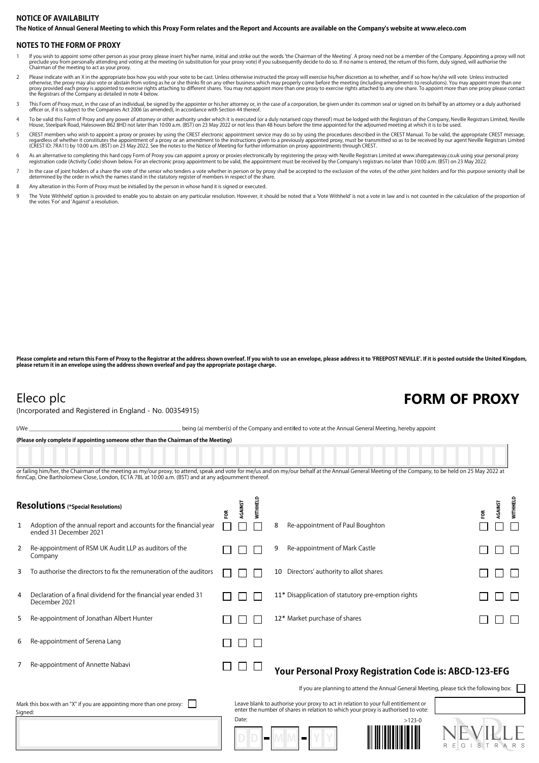## NOTICE OF AVAILABILITY

**The Notice of Annual General Meeting to which this Proxy Form relates and the Report and Accounts are available on the Company's website at www.eleco.com**

## NOTES TO THE FORM OF PROXY

1. If you wish to appoint some other person as your proxy please insert his/her name, initial and strike out the words 'the Chairman of the Meeting'. A proxy need not be a member of the Company. Appointing a proxy will not preclude you from personally attending and voting at the meeting (in substitution for your proxy vote) if you subsequently decide to do so. If no name is entered, the return of this form, duly signed, will authorise the Chairman of the meeting to act as your proxy.
2. Please indicate with an X in the appropriate box how you wish your vote to be cast. Unless otherwise instructed the proxy will exercise his/her discretion as to whether, and if so how he/she will vote. Unless instructed otherwise, the proxy may also vote or abstain from voting as he or she thinks fit on any other business which may properly come before the meeting (including amendments to resolutions). You may appoint more than one proxy provided each proxy is appointed to exercise rights attaching to different shares. You may not appoint more than one proxy to exercise rights attached to any one share. To appoint more than one proxy please contact the Registrars of the Company as detailed in note 4 below.
3. This Form of Proxy must, in the case of an individual, be signed by the appointer or his.her attorney or, in the case of a corporation, be given under its common seal or signed on its behalf by an attorney or a duly authorised officer or, if it is subject to the Companies Act 2006 (as amended), in accordance with Section 44 thereof.
4. To be valid this Form of Proxy and any power of attorney or other authority under which it is executed (or a duly notarised copy thereof) must be lodged with the Registrars of the Company, Neville Registrars Limited, Neville House, Steelpark Road, Halesowen B62 8HD not later than 10:00 a.m. (BST) on 23 May 2022 or not less than 48 hours before the time appointed for the adjourned meeting at which it is to be used.
5. CREST members who wish to appoint a proxy or proxies by using the CREST electronic appointment service may do so by using the procedures described in the CREST Manual. To be valid, the appropriate CREST message, regardless of whether it constitutes the appointment of a proxy or an amendment to the instructions given to a previously appointed proxy, must be transmitted so as to be received by our agent Neville Registrars Limited (CREST ID: 7RA11) by 10:00 a.m. (BST) on 23 May 2022. See the notes to the Notice of Meeting for further information on proxy appointments through CREST.
6. As an alternative to completing this hard copy Form of Proxy you can appoint a proxy or proxies electronically by registering the proxy with Neville Registrars Limited at www.sharegateway.co.uk using your personal proxy registration code (Activity Code) shown below. For an electronic proxy appointment to be valid, the appointment must be received by the Company's registrars no later than 10:00 a.m. (BST) on 23 May 2022.
7. In the case of joint holders of a share the vote of the senior who tenders a vote whether in person or by proxy shall be accepted to the exclusion of the votes of the other joint holders and for this purpose seniority shall be determined by the order in which the names stand in the statutory register of members in respect of the share.
8. Any alteration in this Form of Proxy must be initialled by the person in whose hand it is signed or executed.
9. The 'Vote Withheld' option is provided to enable you to abstain on any particular resolution. However, it should be noted that a 'Vote Withheld' is not a vote in law and is not counted in the calculation of the proportion of the votes 'For' and 'Against' a resolution.

**Please complete and return this Form of Proxy to the Registrar at the address shown overleaf. If you wish to use an envelope, please address it to 'FREEPOST NEVILLE'. If it is posted outside the United Kingdom, please return it in an envelope using the address shown overleaf and pay the appropriate postage charge.**

# Eleco plc

(Incorporated and Registered in England - No. 00354915)

# FORM OF PROXY

I/We ______________________________ being (a) member(s) of the Company and entitled to vote at the Annual General Meeting, hereby appoint

**(Please only complete if appointing someone other than the Chairman of the Meeting)**

or failing him/her, the Chairman of the meeting as my/our proxy, to attend, speak and vote for me/us and on my/our behalf at the Annual General Meeting of the Company, to be held on 25 May 2022 at finnCap, One Bartholomew Close, London, EC1A 7BL at 10:00 a.m. (BST) and at any adjournment thereof.

## Resolutions (*Special Resolutions)

| | Resolution | FOR | AGAINST | WITHHELD |
|---|---|---|---|---|
| 1 | Adoption of the annual report and accounts for the financial year ended 31 December 2021 | ☐ | ☐ | ☐ |
| 2 | Re-appointment of RSM UK Audit LLP as auditors of the Company | ☐ | ☐ | ☐ |
| 3 | To authorise the directors to fix the remuneration of the auditors | ☐ | ☐ | ☐ |
| 4 | Declaration of a final dividend for the financial year ended 31 December 2021 | ☐ | ☐ | ☐ |
| 5 | Re-appointment of Jonathan Albert Hunter | ☐ | ☐ | ☐ |
| 6 | Re-appointment of Serena Lang | ☐ | ☐ | ☐ |
| 7 | Re-appointment of Annette Nabavi | ☐ | ☐ | ☐ |
| 8 | Re-appointment of Paul Boughton | ☐ | ☐ | ☐ |
| 9 | Re-appointment of Mark Castle | ☐ | ☐ | ☐ |
| 10 | Directors' authority to allot shares | ☐ | ☐ | ☐ |
| 11* | Disapplication of statutory pre-emption rights | ☐ | ☐ | ☐ |
| 12* | Market purchase of shares | ☐ | ☐ | ☐ |

**Your Personal Proxy Registration Code is: ABCD-123-EFG**

If you are planning to attend the Annual General Meeting, please tick the following box: ☐

Mark this box with an "X" if you are appointing more than one proxy: ☐

Signed:

Leave blank to authorise your proxy to act in relation to your full entitlement or enter the number of shares in relation to which your proxy is authorised to vote:

Date: DD - MM - YY

>123-0

NEVILLE REGISTRARS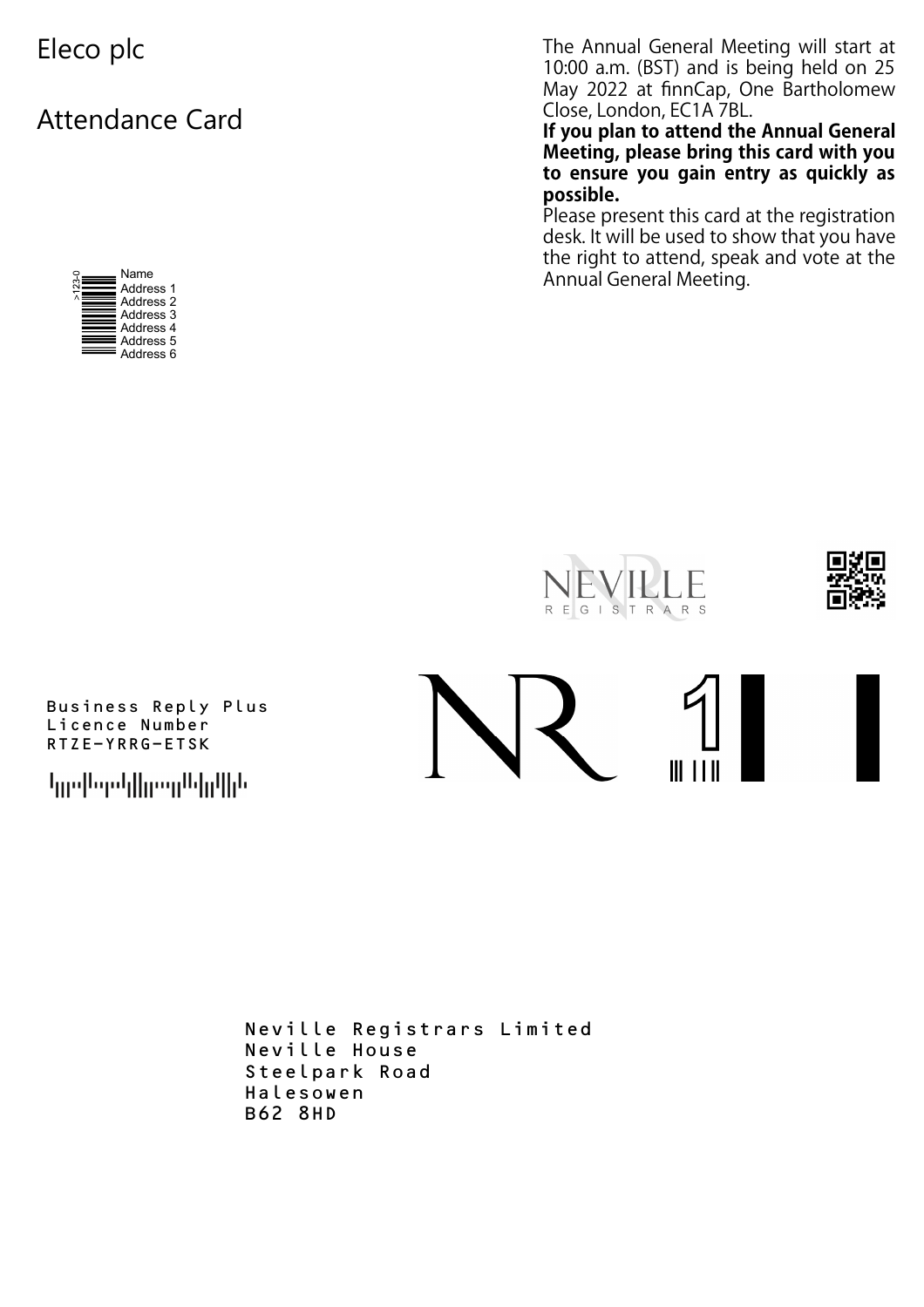# Eleco plc

## Attendance Card

>123-0

Name
Address 1
Address 2
Address 3
Address 4
Address 5
Address 6

The Annual General Meeting will start at 10:00 a.m. (BST) and is being held on 25 May 2022 at finnCap, One Bartholomew Close, London, EC1A 7BL.

**If you plan to attend the Annual General Meeting, please bring this card with you to ensure you gain entry as quickly as possible.**

Please present this card at the registration desk. It will be used to show that you have the right to attend, speak and vote at the Annual General Meeting.

NEVILLE REGISTRARS

Business Reply Plus
Licence Number
RTZE-YRRG-ETSK

NR 1

Neville Registrars Limited
Neville House
Steelpark Road
Halesowen
B62 8HD